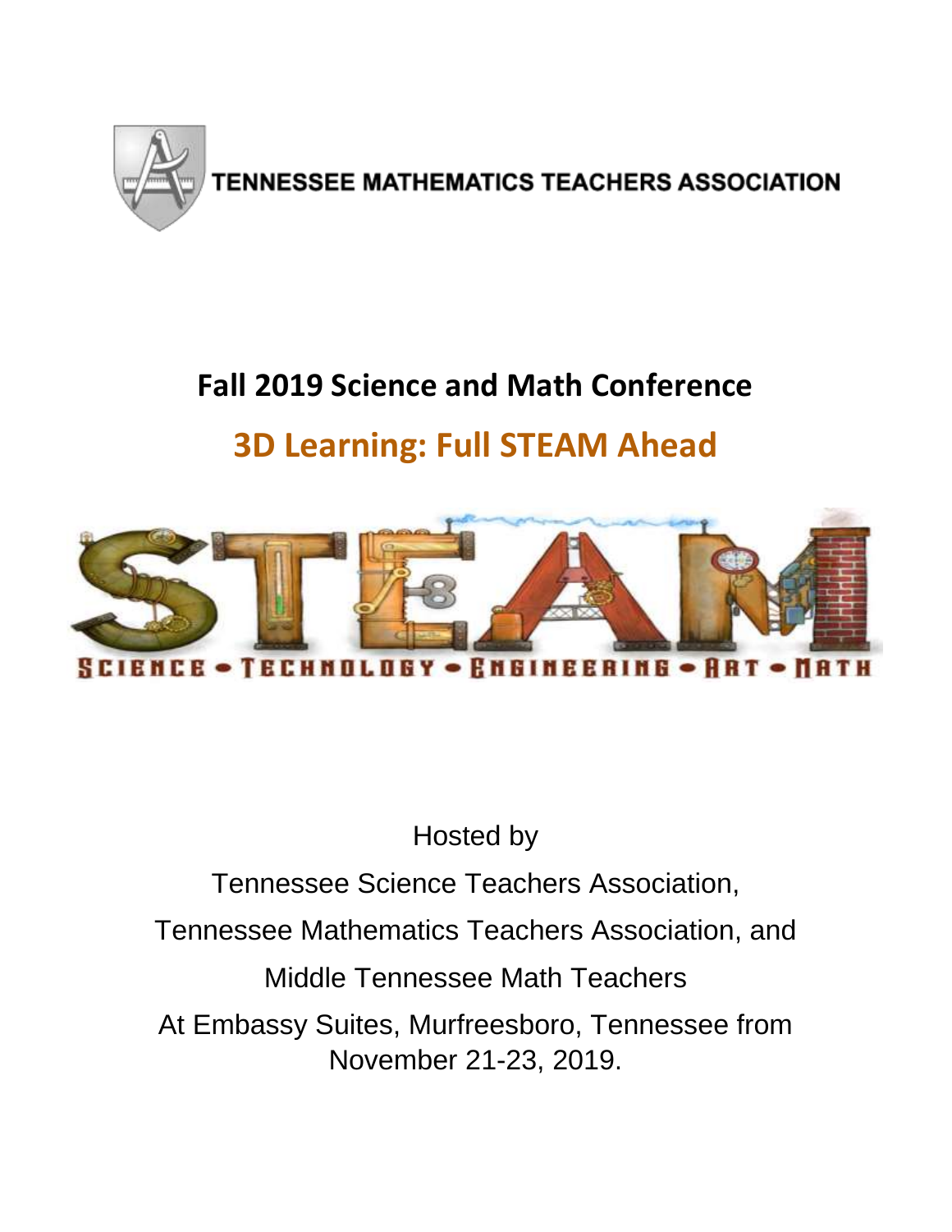TENNESSEE MATHEMATICS TEACHERS ASSOCIATION

# Fall 2019 Science and Math Conference

## 3D Learning: Full STEAM Ahead

SCIENCE • TECHNOLOGY • ENGINEERING • ART • MATH

Hosted by

Tennessee Science Teachers Association,

Tennessee Mathematics Teachers Association, and

Middle Tennessee Math Teachers

At Embassy Suites, Murfreesboro, Tennessee from November 21-23, 2019.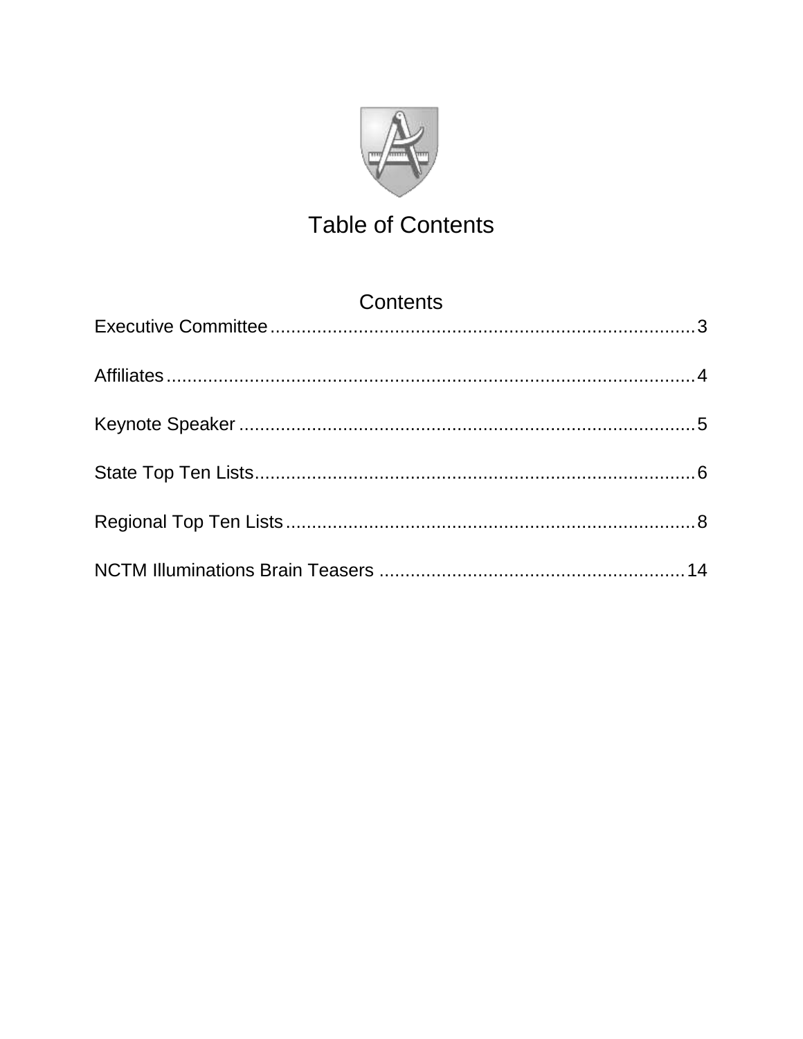# Table of Contents

## Contents

Executive Committee .................................................................................. 3

Affiliates ...................................................................................................... 4

Keynote Speaker ......................................................................................... 5

State Top Ten Lists ...................................................................................... 6

Regional Top Ten Lists ................................................................................ 8

NCTM Illuminations Brain Teasers ............................................................ 14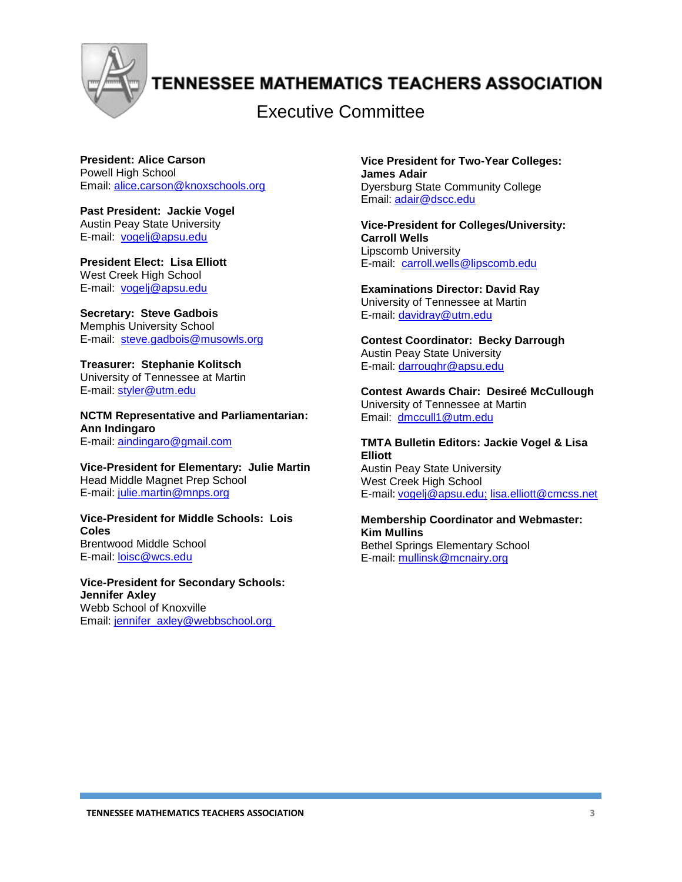# TENNESSEE MATHEMATICS TEACHERS ASSOCIATION

## Executive Committee

**President: Alice Carson**
Powell High School
Email: alice.carson@knoxschools.org

**Past President: Jackie Vogel**
Austin Peay State University
E-mail: vogelj@apsu.edu

**President Elect: Lisa Elliott**
West Creek High School
E-mail: vogelj@apsu.edu

**Secretary: Steve Gadbois**
Memphis University School
E-mail: steve.gadbois@musowls.org

**Treasurer: Stephanie Kolitsch**
University of Tennessee at Martin
E-mail: styler@utm.edu

**NCTM Representative and Parliamentarian: Ann Indingaro**
E-mail: aindingaro@gmail.com

**Vice-President for Elementary: Julie Martin**
Head Middle Magnet Prep School
E-mail: julie.martin@mnps.org

**Vice-President for Middle Schools: Lois Coles**
Brentwood Middle School
E-mail: loisc@wcs.edu

**Vice-President for Secondary Schools: Jennifer Axley**
Webb School of Knoxville
Email: jennifer_axley@webbschool.org

**Vice President for Two-Year Colleges: James Adair**
Dyersburg State Community College
Email: adair@dscc.edu

**Vice-President for Colleges/University: Carroll Wells**
Lipscomb University
E-mail: carroll.wells@lipscomb.edu

**Examinations Director: David Ray**
University of Tennessee at Martin
E-mail: davidray@utm.edu

**Contest Coordinator: Becky Darrough**
Austin Peay State University
E-mail: darroughr@apsu.edu

**Contest Awards Chair: Desireé McCullough**
University of Tennessee at Martin
Email: dmccull1@utm.edu

**TMTA Bulletin Editors: Jackie Vogel & Lisa Elliott**
Austin Peay State University
West Creek High School
E-mail: vogelj@apsu.edu; lisa.elliott@cmcss.net

**Membership Coordinator and Webmaster: Kim Mullins**
Bethel Springs Elementary School
E-mail: mullinsk@mcnairy.org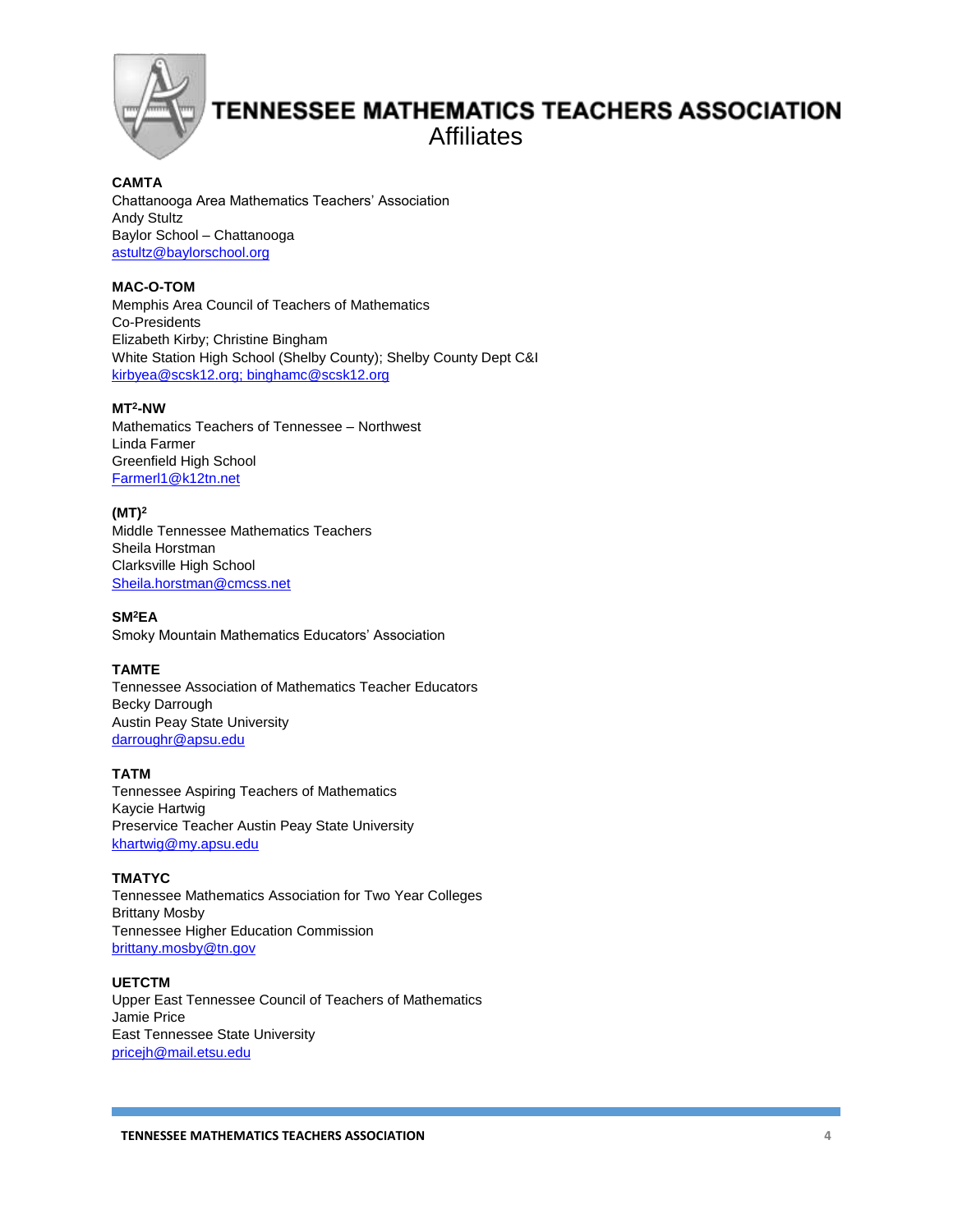# TENNESSEE MATHEMATICS TEACHERS ASSOCIATION

## Affiliates

**CAMTA**
Chattanooga Area Mathematics Teachers' Association
Andy Stultz
Baylor School – Chattanooga
astultz@baylorschool.org

**MAC-O-TOM**
Memphis Area Council of Teachers of Mathematics
Co-Presidents
Elizabeth Kirby; Christine Bingham
White Station High School (Shelby County); Shelby County Dept C&I
kirbyea@scsk12.org; binghamc@scsk12.org

**$MT^2$-NW**
Mathematics Teachers of Tennessee – Northwest
Linda Farmer
Greenfield High School
Farmerl1@k12tn.net

**$(MT)^2$**
Middle Tennessee Mathematics Teachers
Sheila Horstman
Clarksville High School
Sheila.horstman@cmcss.net

**$SM^2EA$**
Smoky Mountain Mathematics Educators' Association

**TAMTE**
Tennessee Association of Mathematics Teacher Educators
Becky Darrough
Austin Peay State University
darroughr@apsu.edu

**TATM**
Tennessee Aspiring Teachers of Mathematics
Kaycie Hartwig
Preservice Teacher Austin Peay State University
khartwig@my.apsu.edu

**TMATYC**
Tennessee Mathematics Association for Two Year Colleges
Brittany Mosby
Tennessee Higher Education Commission
brittany.mosby@tn.gov

**UETCTM**
Upper East Tennessee Council of Teachers of Mathematics
Jamie Price
East Tennessee State University
pricejh@mail.etsu.edu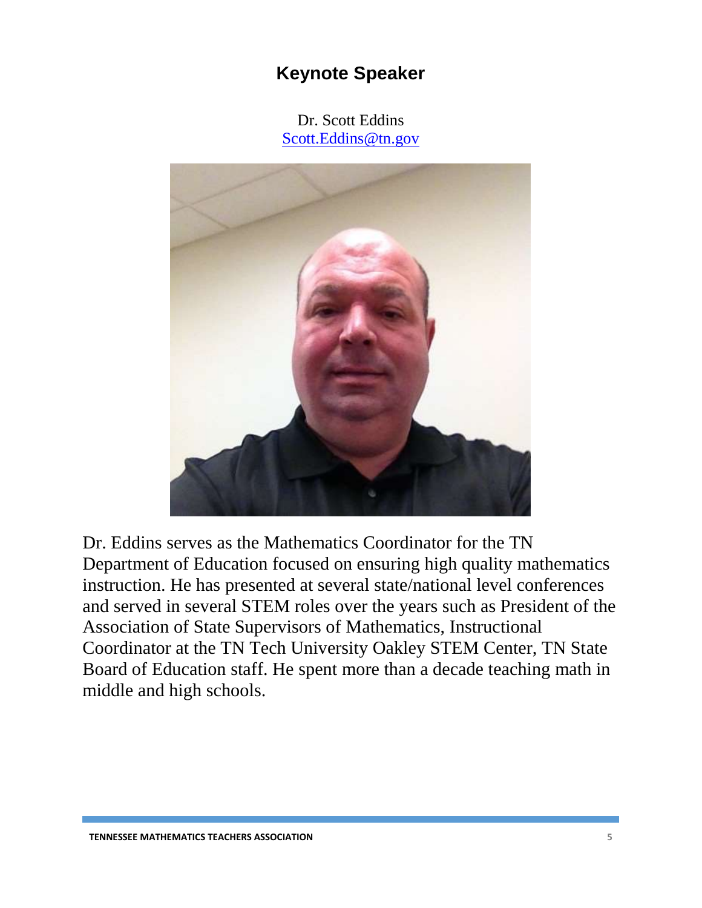## Keynote Speaker

Dr. Scott Eddins
Scott.Eddins@tn.gov

Dr. Eddins serves as the Mathematics Coordinator for the TN Department of Education focused on ensuring high quality mathematics instruction. He has presented at several state/national level conferences and served in several STEM roles over the years such as President of the Association of State Supervisors of Mathematics, Instructional Coordinator at the TN Tech University Oakley STEM Center, TN State Board of Education staff. He spent more than a decade teaching math in middle and high schools.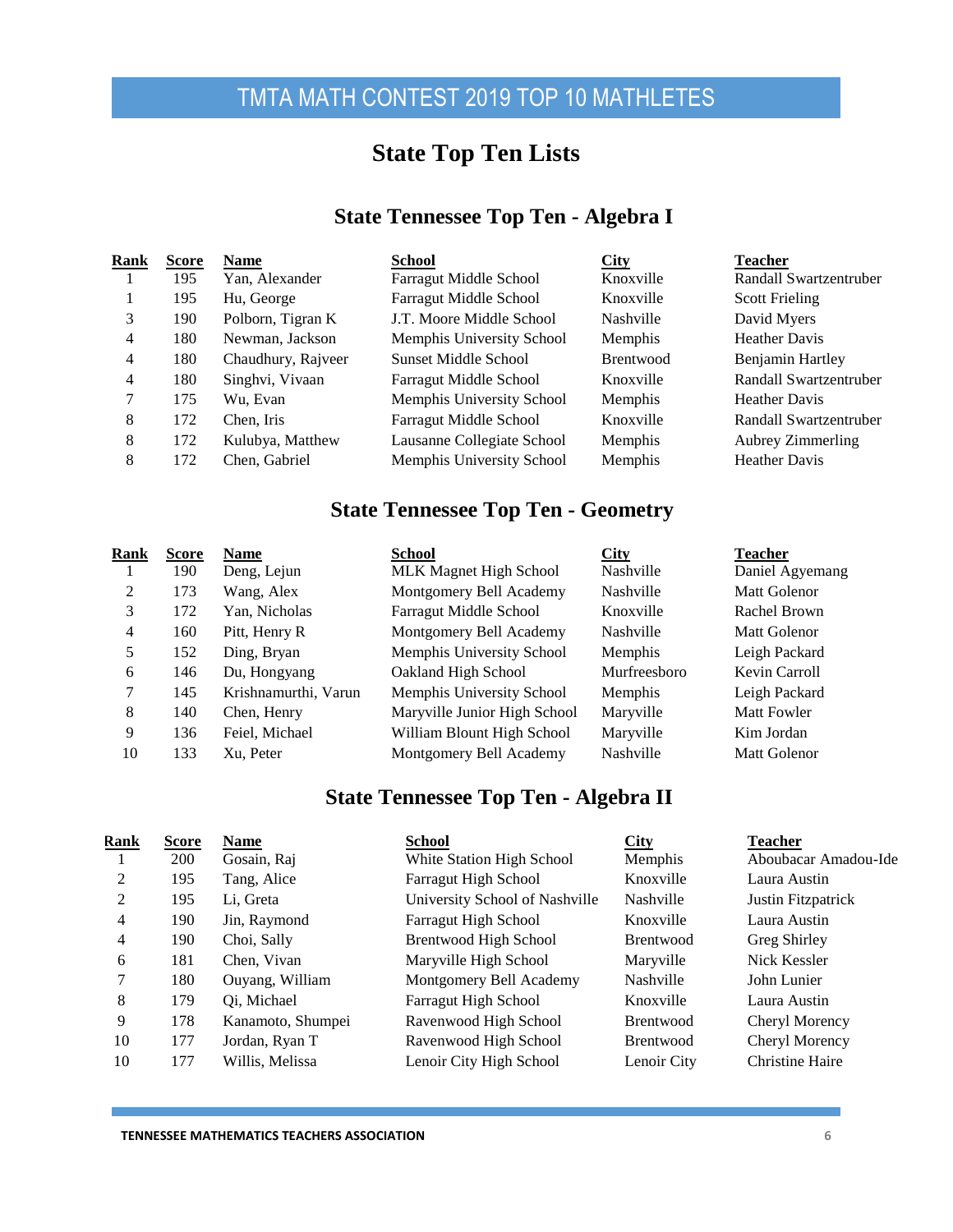# TMTA MATH CONTEST 2019 TOP 10 MATHLETES

## State Top Ten Lists

### State Tennessee Top Ten - Algebra I

| Rank | Score | Name | School | City | Teacher |
|---|---|---|---|---|---|
| 1 | 195 | Yan, Alexander | Farragut Middle School | Knoxville | Randall Swartzentruber |
| 1 | 195 | Hu, George | Farragut Middle School | Knoxville | Scott Frieling |
| 3 | 190 | Polborn, Tigran K | J.T. Moore Middle School | Nashville | David Myers |
| 4 | 180 | Newman, Jackson | Memphis University School | Memphis | Heather Davis |
| 4 | 180 | Chaudhury, Rajveer | Sunset Middle School | Brentwood | Benjamin Hartley |
| 4 | 180 | Singhvi, Vivaan | Farragut Middle School | Knoxville | Randall Swartzentruber |
| 7 | 175 | Wu, Evan | Memphis University School | Memphis | Heather Davis |
| 8 | 172 | Chen, Iris | Farragut Middle School | Knoxville | Randall Swartzentruber |
| 8 | 172 | Kulubya, Matthew | Lausanne Collegiate School | Memphis | Aubrey Zimmerling |
| 8 | 172 | Chen, Gabriel | Memphis University School | Memphis | Heather Davis |

### State Tennessee Top Ten - Geometry

| Rank | Score | Name | School | City | Teacher |
|---|---|---|---|---|---|
| 1 | 190 | Deng, Lejun | MLK Magnet High School | Nashville | Daniel Agyemang |
| 2 | 173 | Wang, Alex | Montgomery Bell Academy | Nashville | Matt Golenor |
| 3 | 172 | Yan, Nicholas | Farragut Middle School | Knoxville | Rachel Brown |
| 4 | 160 | Pitt, Henry R | Montgomery Bell Academy | Nashville | Matt Golenor |
| 5 | 152 | Ding, Bryan | Memphis University School | Memphis | Leigh Packard |
| 6 | 146 | Du, Hongyang | Oakland High School | Murfreesboro | Kevin Carroll |
| 7 | 145 | Krishnamurthi, Varun | Memphis University School | Memphis | Leigh Packard |
| 8 | 140 | Chen, Henry | Maryville Junior High School | Maryville | Matt Fowler |
| 9 | 136 | Feiel, Michael | William Blount High School | Maryville | Kim Jordan |
| 10 | 133 | Xu, Peter | Montgomery Bell Academy | Nashville | Matt Golenor |

### State Tennessee Top Ten - Algebra II

| Rank | Score | Name | School | City | Teacher |
|---|---|---|---|---|---|
| 1 | 200 | Gosain, Raj | White Station High School | Memphis | Aboubacar Amadou-Ide |
| 2 | 195 | Tang, Alice | Farragut High School | Knoxville | Laura Austin |
| 2 | 195 | Li, Greta | University School of Nashville | Nashville | Justin Fitzpatrick |
| 4 | 190 | Jin, Raymond | Farragut High School | Knoxville | Laura Austin |
| 4 | 190 | Choi, Sally | Brentwood High School | Brentwood | Greg Shirley |
| 6 | 181 | Chen, Vivan | Maryville High School | Maryville | Nick Kessler |
| 7 | 180 | Ouyang, William | Montgomery Bell Academy | Nashville | John Lunier |
| 8 | 179 | Qi, Michael | Farragut High School | Knoxville | Laura Austin |
| 9 | 178 | Kanamoto, Shumpei | Ravenwood High School | Brentwood | Cheryl Morency |
| 10 | 177 | Jordan, Ryan T | Ravenwood High School | Brentwood | Cheryl Morency |
| 10 | 177 | Willis, Melissa | Lenoir City High School | Lenoir City | Christine Haire |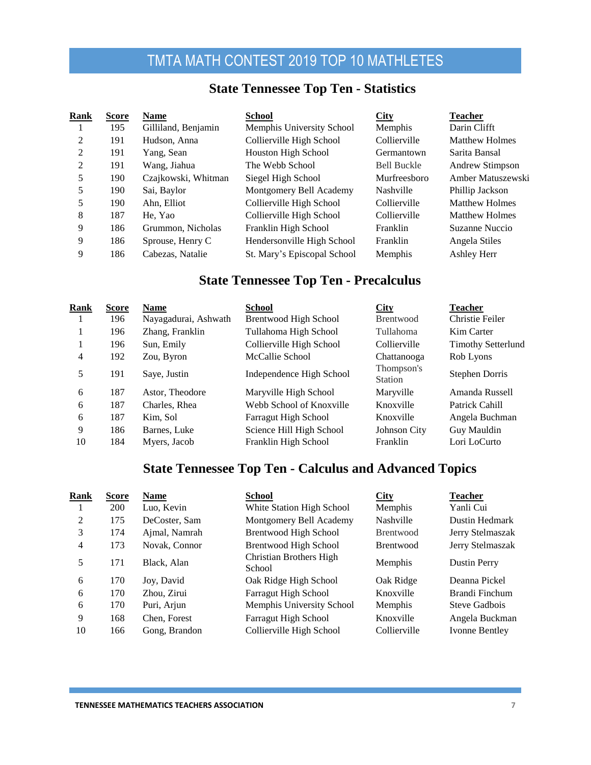# TMTA MATH CONTEST 2019 TOP 10 MATHLETES

## State Tennessee Top Ten - Statistics

| Rank | Score | Name | School | City | Teacher |
|---|---|---|---|---|---|
| 1 | 195 | Gilliland, Benjamin | Memphis University School | Memphis | Darin Clifft |
| 2 | 191 | Hudson, Anna | Collierville High School | Collierville | Matthew Holmes |
| 2 | 191 | Yang, Sean | Houston High School | Germantown | Sarita Bansal |
| 2 | 191 | Wang, Jiahua | The Webb School | Bell Buckle | Andrew Stimpson |
| 5 | 190 | Czajkowski, Whitman | Siegel High School | Murfreesboro | Amber Matuszewski |
| 5 | 190 | Sai, Baylor | Montgomery Bell Academy | Nashville | Phillip Jackson |
| 5 | 190 | Ahn, Elliot | Collierville High School | Collierville | Matthew Holmes |
| 8 | 187 | He, Yao | Collierville High School | Collierville | Matthew Holmes |
| 9 | 186 | Grummon, Nicholas | Franklin High School | Franklin | Suzanne Nuccio |
| 9 | 186 | Sprouse, Henry C | Hendersonville High School | Franklin | Angela Stiles |
| 9 | 186 | Cabezas, Natalie | St. Mary's Episcopal School | Memphis | Ashley Herr |

## State Tennessee Top Ten - Precalculus

| Rank | Score | Name | School | City | Teacher |
|---|---|---|---|---|---|
| 1 | 196 | Nayagadurai, Ashwath | Brentwood High School | Brentwood | Christie Feiler |
| 1 | 196 | Zhang, Franklin | Tullahoma High School | Tullahoma | Kim Carter |
| 1 | 196 | Sun, Emily | Collierville High School | Collierville | Timothy Setterlund |
| 4 | 192 | Zou, Byron | McCallie School | Chattanooga | Rob Lyons |
| 5 | 191 | Saye, Justin | Independence High School | Thompson's Station | Stephen Dorris |
| 6 | 187 | Astor, Theodore | Maryville High School | Maryville | Amanda Russell |
| 6 | 187 | Charles, Rhea | Webb School of Knoxville | Knoxville | Patrick Cahill |
| 6 | 187 | Kim, Sol | Farragut High School | Knoxville | Angela Buchman |
| 9 | 186 | Barnes, Luke | Science Hill High School | Johnson City | Guy Mauldin |
| 10 | 184 | Myers, Jacob | Franklin High School | Franklin | Lori LoCurto |

## State Tennessee Top Ten - Calculus and Advanced Topics

| Rank | Score | Name | School | City | Teacher |
|---|---|---|---|---|---|
| 1 | 200 | Luo, Kevin | White Station High School | Memphis | Yanli Cui |
| 2 | 175 | DeCoster, Sam | Montgomery Bell Academy | Nashville | Dustin Hedmark |
| 3 | 174 | Ajmal, Namrah | Brentwood High School | Brentwood | Jerry Stelmaszak |
| 4 | 173 | Novak, Connor | Brentwood High School | Brentwood | Jerry Stelmaszak |
| 5 | 171 | Black, Alan | Christian Brothers High School | Memphis | Dustin Perry |
| 6 | 170 | Joy, David | Oak Ridge High School | Oak Ridge | Deanna Pickel |
| 6 | 170 | Zhou, Zirui | Farragut High School | Knoxville | Brandi Finchum |
| 6 | 170 | Puri, Arjun | Memphis University School | Memphis | Steve Gadbois |
| 9 | 168 | Chen, Forest | Farragut High School | Knoxville | Angela Buckman |
| 10 | 166 | Gong, Brandon | Collierville High School | Collierville | Ivonne Bentley |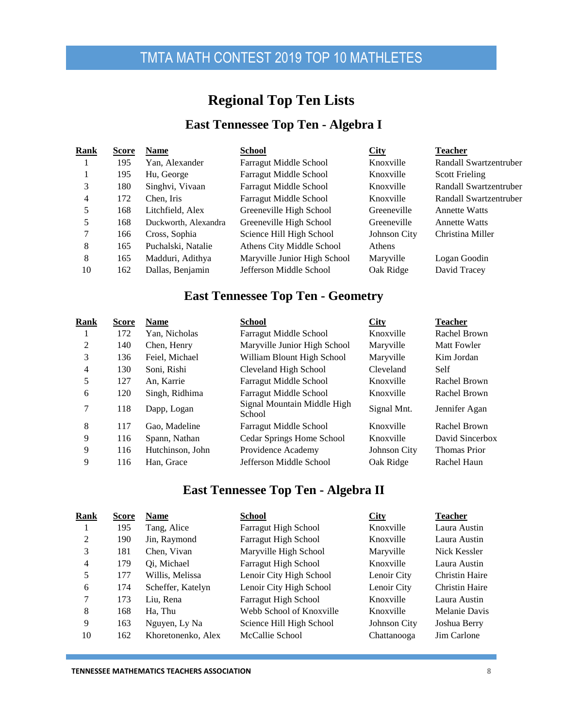# TMTA MATH CONTEST 2019 TOP 10 MATHLETES

## Regional Top Ten Lists

### East Tennessee Top Ten - Algebra I

| Rank | Score | Name | School | City | Teacher |
|---|---|---|---|---|---|
| 1 | 195 | Yan, Alexander | Farragut Middle School | Knoxville | Randall Swartzentruber |
| 1 | 195 | Hu, George | Farragut Middle School | Knoxville | Scott Frieling |
| 3 | 180 | Singhvi, Vivaan | Farragut Middle School | Knoxville | Randall Swartzentruber |
| 4 | 172 | Chen, Iris | Farragut Middle School | Knoxville | Randall Swartzentruber |
| 5 | 168 | Litchfield, Alex | Greeneville High School | Greeneville | Annette Watts |
| 5 | 168 | Duckworth, Alexandra | Greeneville High School | Greeneville | Annette Watts |
| 7 | 166 | Cross, Sophia | Science Hill High School | Johnson City | Christina Miller |
| 8 | 165 | Puchalski, Natalie | Athens City Middle School | Athens | |
| 8 | 165 | Madduri, Adithya | Maryville Junior High School | Maryville | Logan Goodin |
| 10 | 162 | Dallas, Benjamin | Jefferson Middle School | Oak Ridge | David Tracey |

### East Tennessee Top Ten - Geometry

| Rank | Score | Name | School | City | Teacher |
|---|---|---|---|---|---|
| 1 | 172 | Yan, Nicholas | Farragut Middle School | Knoxville | Rachel Brown |
| 2 | 140 | Chen, Henry | Maryville Junior High School | Maryville | Matt Fowler |
| 3 | 136 | Feiel, Michael | William Blount High School | Maryville | Kim Jordan |
| 4 | 130 | Soni, Rishi | Cleveland High School | Cleveland | Self |
| 5 | 127 | An, Karrie | Farragut Middle School | Knoxville | Rachel Brown |
| 6 | 120 | Singh, Ridhima | Farragut Middle School | Knoxville | Rachel Brown |
| 7 | 118 | Dapp, Logan | Signal Mountain Middle High School | Signal Mnt. | Jennifer Agan |
| 8 | 117 | Gao, Madeline | Farragut Middle School | Knoxville | Rachel Brown |
| 9 | 116 | Spann, Nathan | Cedar Springs Home School | Knoxville | David Sincerbox |
| 9 | 116 | Hutchinson, John | Providence Academy | Johnson City | Thomas Prior |
| 9 | 116 | Han, Grace | Jefferson Middle School | Oak Ridge | Rachel Haun |

### East Tennessee Top Ten - Algebra II

| Rank | Score | Name | School | City | Teacher |
|---|---|---|---|---|---|
| 1 | 195 | Tang, Alice | Farragut High School | Knoxville | Laura Austin |
| 2 | 190 | Jin, Raymond | Farragut High School | Knoxville | Laura Austin |
| 3 | 181 | Chen, Vivan | Maryville High School | Maryville | Nick Kessler |
| 4 | 179 | Qi, Michael | Farragut High School | Knoxville | Laura Austin |
| 5 | 177 | Willis, Melissa | Lenoir City High School | Lenoir City | Christin Haire |
| 6 | 174 | Scheffer, Katelyn | Lenoir City High School | Lenoir City | Christin Haire |
| 7 | 173 | Liu, Rena | Farragut High School | Knoxville | Laura Austin |
| 8 | 168 | Ha, Thu | Webb School of Knoxville | Knoxville | Melanie Davis |
| 9 | 163 | Nguyen, Ly Na | Science Hill High School | Johnson City | Joshua Berry |
| 10 | 162 | Khoretonenko, Alex | McCallie School | Chattanooga | Jim Carlone |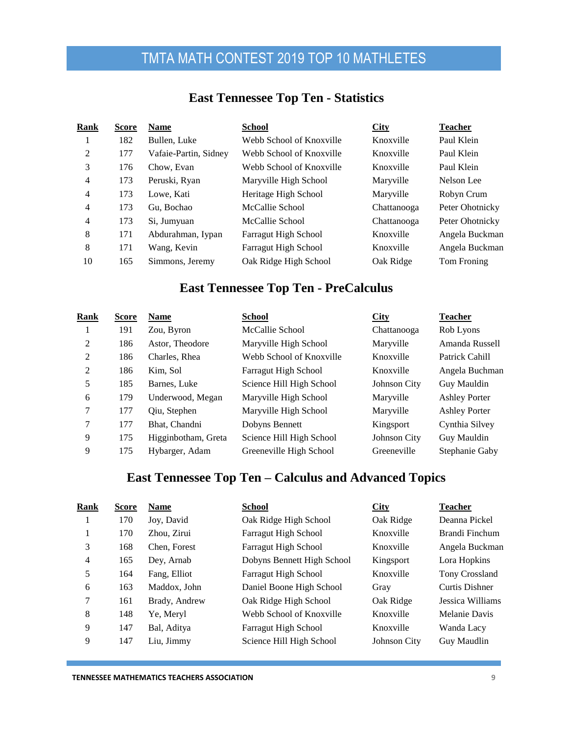# TMTA MATH CONTEST 2019 TOP 10 MATHLETES

## East Tennessee Top Ten - Statistics

| Rank | Score | Name | School | City | Teacher |
|---|---|---|---|---|---|
| 1 | 182 | Bullen, Luke | Webb School of Knoxville | Knoxville | Paul Klein |
| 2 | 177 | Vafaie-Partin, Sidney | Webb School of Knoxville | Knoxville | Paul Klein |
| 3 | 176 | Chow, Evan | Webb School of Knoxville | Knoxville | Paul Klein |
| 4 | 173 | Peruski, Ryan | Maryville High School | Maryville | Nelson Lee |
| 4 | 173 | Lowe, Kati | Heritage High School | Maryville | Robyn Crum |
| 4 | 173 | Gu, Bochao | McCallie School | Chattanooga | Peter Ohotnicky |
| 4 | 173 | Si, Jumyuan | McCallie School | Chattanooga | Peter Ohotnicky |
| 8 | 171 | Abdurahman, Iypan | Farragut High School | Knoxville | Angela Buckman |
| 8 | 171 | Wang, Kevin | Farragut High School | Knoxville | Angela Buckman |
| 10 | 165 | Simmons, Jeremy | Oak Ridge High School | Oak Ridge | Tom Froning |

## East Tennessee Top Ten - PreCalculus

| Rank | Score | Name | School | City | Teacher |
|---|---|---|---|---|---|
| 1 | 191 | Zou, Byron | McCallie School | Chattanooga | Rob Lyons |
| 2 | 186 | Astor, Theodore | Maryville High School | Maryville | Amanda Russell |
| 2 | 186 | Charles, Rhea | Webb School of Knoxville | Knoxville | Patrick Cahill |
| 2 | 186 | Kim, Sol | Farragut High School | Knoxville | Angela Buchman |
| 5 | 185 | Barnes, Luke | Science Hill High School | Johnson City | Guy Mauldin |
| 6 | 179 | Underwood, Megan | Maryville High School | Maryville | Ashley Porter |
| 7 | 177 | Qiu, Stephen | Maryville High School | Maryville | Ashley Porter |
| 7 | 177 | Bhat, Chandni | Dobyns Bennett | Kingsport | Cynthia Silvey |
| 9 | 175 | Higginbotham, Greta | Science Hill High School | Johnson City | Guy Mauldin |
| 9 | 175 | Hybarger, Adam | Greeneville High School | Greeneville | Stephanie Gaby |

## East Tennessee Top Ten – Calculus and Advanced Topics

| Rank | Score | Name | School | City | Teacher |
|---|---|---|---|---|---|
| 1 | 170 | Joy, David | Oak Ridge High School | Oak Ridge | Deanna Pickel |
| 1 | 170 | Zhou, Zirui | Farragut High School | Knoxville | Brandi Finchum |
| 3 | 168 | Chen, Forest | Farragut High School | Knoxville | Angela Buckman |
| 4 | 165 | Dey, Arnab | Dobyns Bennett High School | Kingsport | Lora Hopkins |
| 5 | 164 | Fang, Elliot | Farragut High School | Knoxville | Tony Crossland |
| 6 | 163 | Maddox, John | Daniel Boone High School | Gray | Curtis Dishner |
| 7 | 161 | Brady, Andrew | Oak Ridge High School | Oak Ridge | Jessica Williams |
| 8 | 148 | Ye, Meryl | Webb School of Knoxville | Knoxville | Melanie Davis |
| 9 | 147 | Bal, Aditya | Farragut High School | Knoxville | Wanda Lacy |
| 9 | 147 | Liu, Jimmy | Science Hill High School | Johnson City | Guy Maudlin |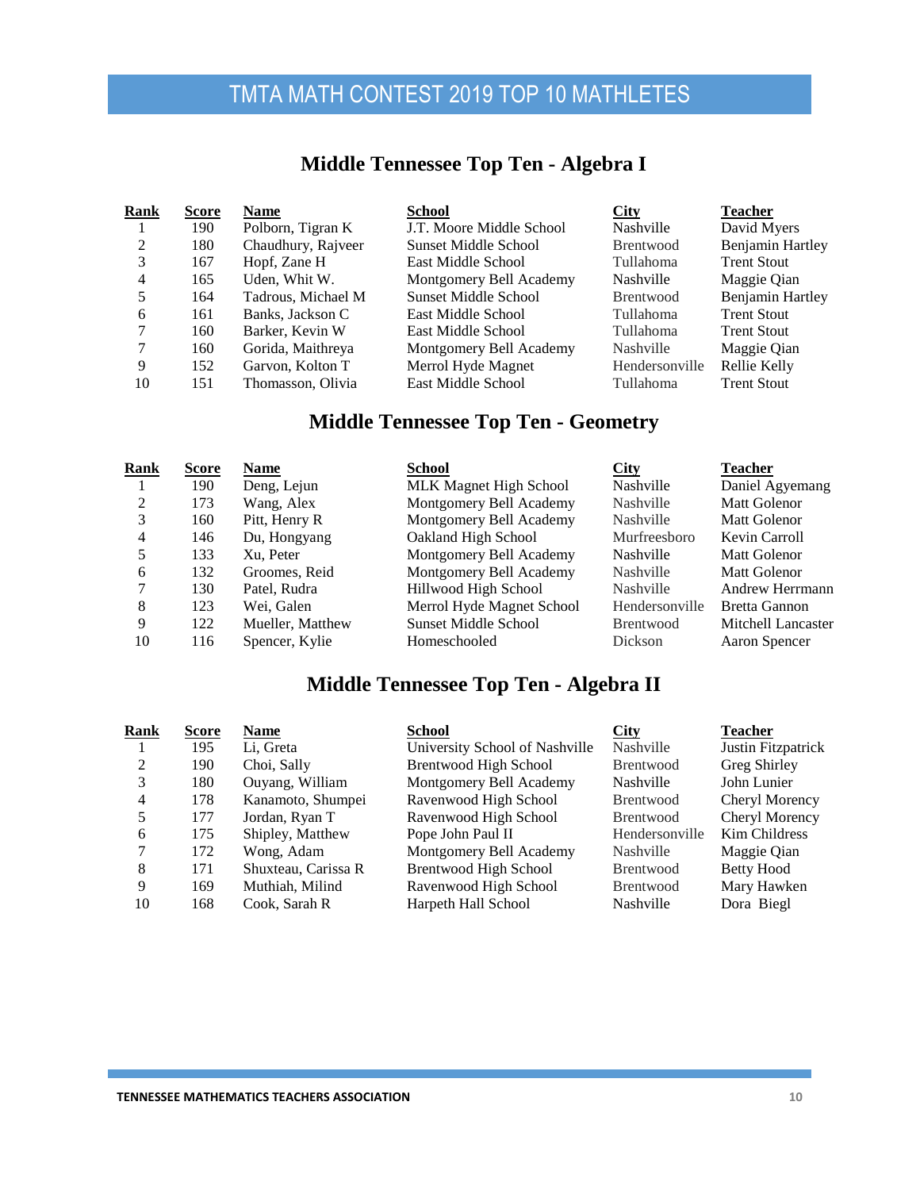# TMTA MATH CONTEST 2019 TOP 10 MATHLETES

## Middle Tennessee Top Ten - Algebra I

| Rank | Score | Name | School | City | Teacher |
|---|---|---|---|---|---|
| 1 | 190 | Polborn, Tigran K | J.T. Moore Middle School | Nashville | David Myers |
| 2 | 180 | Chaudhury, Rajveer | Sunset Middle School | Brentwood | Benjamin Hartley |
| 3 | 167 | Hopf, Zane H | East Middle School | Tullahoma | Trent Stout |
| 4 | 165 | Uden, Whit W. | Montgomery Bell Academy | Nashville | Maggie Qian |
| 5 | 164 | Tadrous, Michael M | Sunset Middle School | Brentwood | Benjamin Hartley |
| 6 | 161 | Banks, Jackson C | East Middle School | Tullahoma | Trent Stout |
| 7 | 160 | Barker, Kevin W | East Middle School | Tullahoma | Trent Stout |
| 7 | 160 | Gorida, Maithreya | Montgomery Bell Academy | Nashville | Maggie Qian |
| 9 | 152 | Garvon, Kolton T | Merrol Hyde Magnet | Hendersonville | Rellie Kelly |
| 10 | 151 | Thomasson, Olivia | East Middle School | Tullahoma | Trent Stout |

## Middle Tennessee Top Ten - Geometry

| Rank | Score | Name | School | City | Teacher |
|---|---|---|---|---|---|
| 1 | 190 | Deng, Lejun | MLK Magnet High School | Nashville | Daniel Agyemang |
| 2 | 173 | Wang, Alex | Montgomery Bell Academy | Nashville | Matt Golenor |
| 3 | 160 | Pitt, Henry R | Montgomery Bell Academy | Nashville | Matt Golenor |
| 4 | 146 | Du, Hongyang | Oakland High School | Murfreesboro | Kevin Carroll |
| 5 | 133 | Xu, Peter | Montgomery Bell Academy | Nashville | Matt Golenor |
| 6 | 132 | Groomes, Reid | Montgomery Bell Academy | Nashville | Matt Golenor |
| 7 | 130 | Patel, Rudra | Hillwood High School | Nashville | Andrew Herrmann |
| 8 | 123 | Wei, Galen | Merrol Hyde Magnet School | Hendersonville | Bretta Gannon |
| 9 | 122 | Mueller, Matthew | Sunset Middle School | Brentwood | Mitchell Lancaster |
| 10 | 116 | Spencer, Kylie | Homeschooled | Dickson | Aaron Spencer |

## Middle Tennessee Top Ten - Algebra II

| Rank | Score | Name | School | City | Teacher |
|---|---|---|---|---|---|
| 1 | 195 | Li, Greta | University School of Nashville | Nashville | Justin Fitzpatrick |
| 2 | 190 | Choi, Sally | Brentwood High School | Brentwood | Greg Shirley |
| 3 | 180 | Ouyang, William | Montgomery Bell Academy | Nashville | John Lunier |
| 4 | 178 | Kanamoto, Shumpei | Ravenwood High School | Brentwood | Cheryl Morency |
| 5 | 177 | Jordan, Ryan T | Ravenwood High School | Brentwood | Cheryl Morency |
| 6 | 175 | Shipley, Matthew | Pope John Paul II | Hendersonville | Kim Childress |
| 7 | 172 | Wong, Adam | Montgomery Bell Academy | Nashville | Maggie Qian |
| 8 | 171 | Shuxteau, Carissa R | Brentwood High School | Brentwood | Betty Hood |
| 9 | 169 | Muthiah, Milind | Ravenwood High School | Brentwood | Mary Hawken |
| 10 | 168 | Cook, Sarah R | Harpeth Hall School | Nashville | Dora Biegl |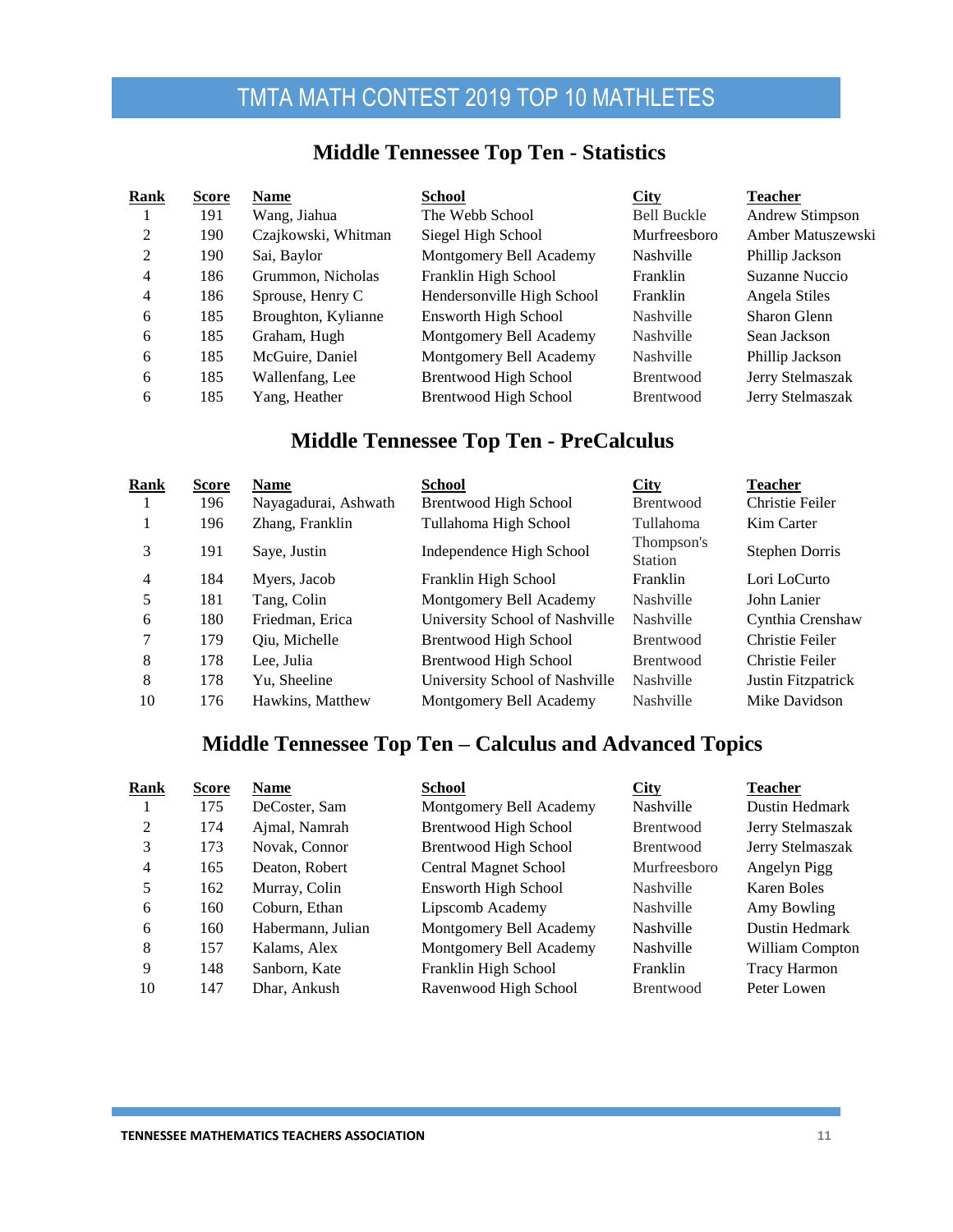# TMTA MATH CONTEST 2019 TOP 10 MATHLETES

## Middle Tennessee Top Ten - Statistics

| Rank | Score | Name | School | City | Teacher |
|---|---|---|---|---|---|
| 1 | 191 | Wang, Jiahua | The Webb School | Bell Buckle | Andrew Stimpson |
| 2 | 190 | Czajkowski, Whitman | Siegel High School | Murfreesboro | Amber Matuszewski |
| 2 | 190 | Sai, Baylor | Montgomery Bell Academy | Nashville | Phillip Jackson |
| 4 | 186 | Grummon, Nicholas | Franklin High School | Franklin | Suzanne Nuccio |
| 4 | 186 | Sprouse, Henry C | Hendersonville High School | Franklin | Angela Stiles |
| 6 | 185 | Broughton, Kylianne | Ensworth High School | Nashville | Sharon Glenn |
| 6 | 185 | Graham, Hugh | Montgomery Bell Academy | Nashville | Sean Jackson |
| 6 | 185 | McGuire, Daniel | Montgomery Bell Academy | Nashville | Phillip Jackson |
| 6 | 185 | Wallenfang, Lee | Brentwood High School | Brentwood | Jerry Stelmaszak |
| 6 | 185 | Yang, Heather | Brentwood High School | Brentwood | Jerry Stelmaszak |

## Middle Tennessee Top Ten - PreCalculus

| Rank | Score | Name | School | City | Teacher |
|---|---|---|---|---|---|
| 1 | 196 | Nayagadurai, Ashwath | Brentwood High School | Brentwood | Christie Feiler |
| 1 | 196 | Zhang, Franklin | Tullahoma High School | Tullahoma | Kim Carter |
| 3 | 191 | Saye, Justin | Independence High School | Thompson's Station | Stephen Dorris |
| 4 | 184 | Myers, Jacob | Franklin High School | Franklin | Lori LoCurto |
| 5 | 181 | Tang, Colin | Montgomery Bell Academy | Nashville | John Lanier |
| 6 | 180 | Friedman, Erica | University School of Nashville | Nashville | Cynthia Crenshaw |
| 7 | 179 | Qiu, Michelle | Brentwood High School | Brentwood | Christie Feiler |
| 8 | 178 | Lee, Julia | Brentwood High School | Brentwood | Christie Feiler |
| 8 | 178 | Yu, Sheeline | University School of Nashville | Nashville | Justin Fitzpatrick |
| 10 | 176 | Hawkins, Matthew | Montgomery Bell Academy | Nashville | Mike Davidson |

## Middle Tennessee Top Ten – Calculus and Advanced Topics

| Rank | Score | Name | School | City | Teacher |
|---|---|---|---|---|---|
| 1 | 175 | DeCoster, Sam | Montgomery Bell Academy | Nashville | Dustin Hedmark |
| 2 | 174 | Ajmal, Namrah | Brentwood High School | Brentwood | Jerry Stelmaszak |
| 3 | 173 | Novak, Connor | Brentwood High School | Brentwood | Jerry Stelmaszak |
| 4 | 165 | Deaton, Robert | Central Magnet School | Murfreesboro | Angelyn Pigg |
| 5 | 162 | Murray, Colin | Ensworth High School | Nashville | Karen Boles |
| 6 | 160 | Coburn, Ethan | Lipscomb Academy | Nashville | Amy Bowling |
| 6 | 160 | Habermann, Julian | Montgomery Bell Academy | Nashville | Dustin Hedmark |
| 8 | 157 | Kalams, Alex | Montgomery Bell Academy | Nashville | William Compton |
| 9 | 148 | Sanborn, Kate | Franklin High School | Franklin | Tracy Harmon |
| 10 | 147 | Dhar, Ankush | Ravenwood High School | Brentwood | Peter Lowen |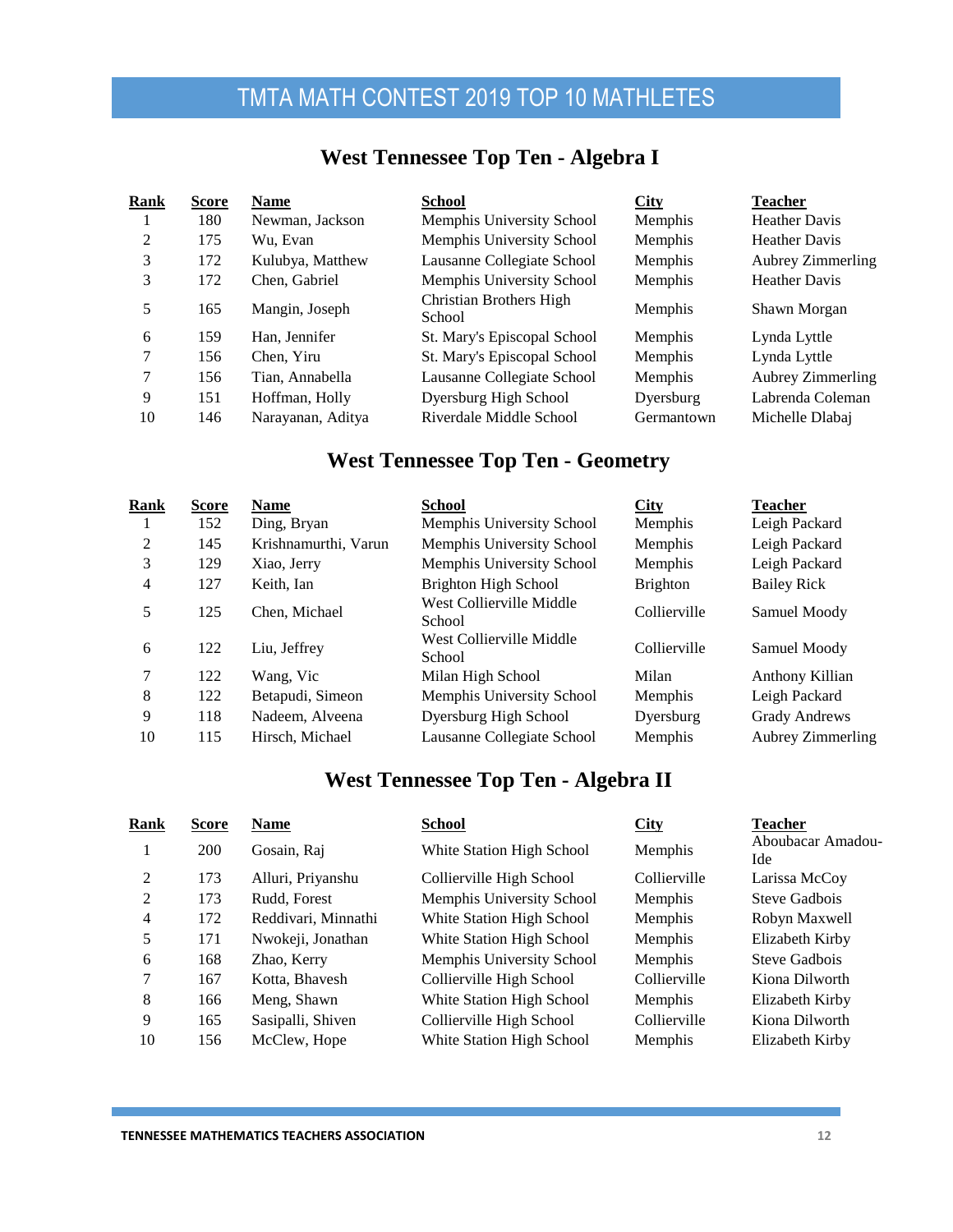# TMTA MATH CONTEST 2019 TOP 10 MATHLETES

## West Tennessee Top Ten - Algebra I

| Rank | Score | Name | School | City | Teacher |
|---|---|---|---|---|---|
| 1 | 180 | Newman, Jackson | Memphis University School | Memphis | Heather Davis |
| 2 | 175 | Wu, Evan | Memphis University School | Memphis | Heather Davis |
| 3 | 172 | Kulubya, Matthew | Lausanne Collegiate School | Memphis | Aubrey Zimmerling |
| 3 | 172 | Chen, Gabriel | Memphis University School | Memphis | Heather Davis |
| 5 | 165 | Mangin, Joseph | Christian Brothers High School | Memphis | Shawn Morgan |
| 6 | 159 | Han, Jennifer | St. Mary's Episcopal School | Memphis | Lynda Lyttle |
| 7 | 156 | Chen, Yiru | St. Mary's Episcopal School | Memphis | Lynda Lyttle |
| 7 | 156 | Tian, Annabella | Lausanne Collegiate School | Memphis | Aubrey Zimmerling |
| 9 | 151 | Hoffman, Holly | Dyersburg High School | Dyersburg | Labrenda Coleman |
| 10 | 146 | Narayanan, Aditya | Riverdale Middle School | Germantown | Michelle Dlabaj |

## West Tennessee Top Ten - Geometry

| Rank | Score | Name | School | City | Teacher |
|---|---|---|---|---|---|
| 1 | 152 | Ding, Bryan | Memphis University School | Memphis | Leigh Packard |
| 2 | 145 | Krishnamurthi, Varun | Memphis University School | Memphis | Leigh Packard |
| 3 | 129 | Xiao, Jerry | Memphis University School | Memphis | Leigh Packard |
| 4 | 127 | Keith, Ian | Brighton High School | Brighton | Bailey Rick |
| 5 | 125 | Chen, Michael | West Collierville Middle School | Collierville | Samuel Moody |
| 6 | 122 | Liu, Jeffrey | West Collierville Middle School | Collierville | Samuel Moody |
| 7 | 122 | Wang, Vic | Milan High School | Milan | Anthony Killian |
| 8 | 122 | Betapudi, Simeon | Memphis University School | Memphis | Leigh Packard |
| 9 | 118 | Nadeem, Alveena | Dyersburg High School | Dyersburg | Grady Andrews |
| 10 | 115 | Hirsch, Michael | Lausanne Collegiate School | Memphis | Aubrey Zimmerling |

## West Tennessee Top Ten - Algebra II

| Rank | Score | Name | School | City | Teacher |
|---|---|---|---|---|---|
| 1 | 200 | Gosain, Raj | White Station High School | Memphis | Aboubacar Amadou-Ide |
| 2 | 173 | Alluri, Priyanshu | Collierville High School | Collierville | Larissa McCoy |
| 2 | 173 | Rudd, Forest | Memphis University School | Memphis | Steve Gadbois |
| 4 | 172 | Reddivari, Minnathi | White Station High School | Memphis | Robyn Maxwell |
| 5 | 171 | Nwokeji, Jonathan | White Station High School | Memphis | Elizabeth Kirby |
| 6 | 168 | Zhao, Kerry | Memphis University School | Memphis | Steve Gadbois |
| 7 | 167 | Kotta, Bhavesh | Collierville High School | Collierville | Kiona Dilworth |
| 8 | 166 | Meng, Shawn | White Station High School | Memphis | Elizabeth Kirby |
| 9 | 165 | Sasipalli, Shiven | Collierville High School | Collierville | Kiona Dilworth |
| 10 | 156 | McClew, Hope | White Station High School | Memphis | Elizabeth Kirby |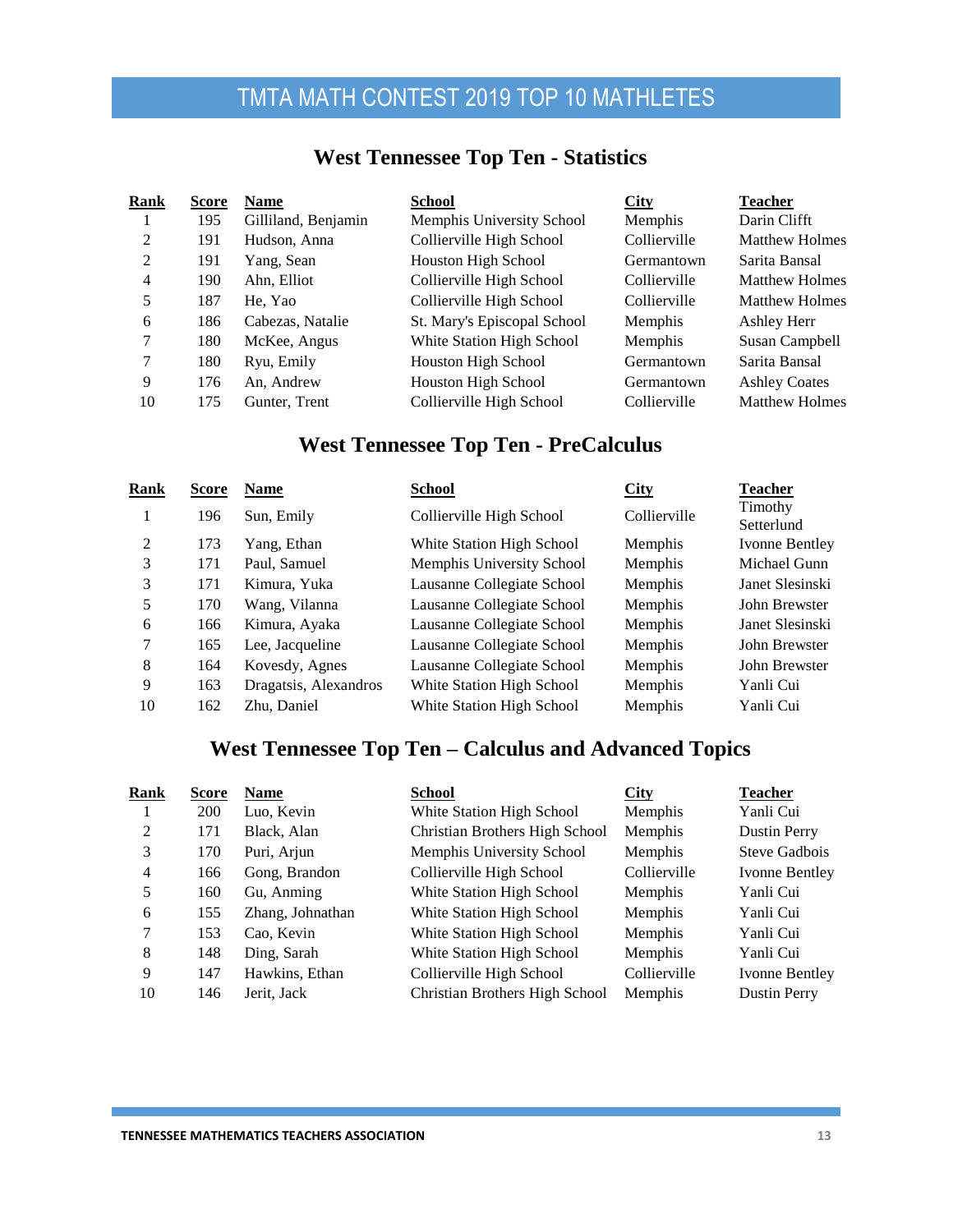# TMTA MATH CONTEST 2019 TOP 10 MATHLETES

## West Tennessee Top Ten - Statistics

| Rank | Score | Name | School | City | Teacher |
|---|---|---|---|---|---|
| 1 | 195 | Gilliland, Benjamin | Memphis University School | Memphis | Darin Clifft |
| 2 | 191 | Hudson, Anna | Collierville High School | Collierville | Matthew Holmes |
| 2 | 191 | Yang, Sean | Houston High School | Germantown | Sarita Bansal |
| 4 | 190 | Ahn, Elliot | Collierville High School | Collierville | Matthew Holmes |
| 5 | 187 | He, Yao | Collierville High School | Collierville | Matthew Holmes |
| 6 | 186 | Cabezas, Natalie | St. Mary's Episcopal School | Memphis | Ashley Herr |
| 7 | 180 | McKee, Angus | White Station High School | Memphis | Susan Campbell |
| 7 | 180 | Ryu, Emily | Houston High School | Germantown | Sarita Bansal |
| 9 | 176 | An, Andrew | Houston High School | Germantown | Ashley Coates |
| 10 | 175 | Gunter, Trent | Collierville High School | Collierville | Matthew Holmes |

## West Tennessee Top Ten - PreCalculus

| Rank | Score | Name | School | City | Teacher |
|---|---|---|---|---|---|
| 1 | 196 | Sun, Emily | Collierville High School | Collierville | Timothy Setterlund |
| 2 | 173 | Yang, Ethan | White Station High School | Memphis | Ivonne Bentley |
| 3 | 171 | Paul, Samuel | Memphis University School | Memphis | Michael Gunn |
| 3 | 171 | Kimura, Yuka | Lausanne Collegiate School | Memphis | Janet Slesinski |
| 5 | 170 | Wang, Vilanna | Lausanne Collegiate School | Memphis | John Brewster |
| 6 | 166 | Kimura, Ayaka | Lausanne Collegiate School | Memphis | Janet Slesinski |
| 7 | 165 | Lee, Jacqueline | Lausanne Collegiate School | Memphis | John Brewster |
| 8 | 164 | Kovesdy, Agnes | Lausanne Collegiate School | Memphis | John Brewster |
| 9 | 163 | Dragatsis, Alexandros | White Station High School | Memphis | Yanli Cui |
| 10 | 162 | Zhu, Daniel | White Station High School | Memphis | Yanli Cui |

## West Tennessee Top Ten – Calculus and Advanced Topics

| Rank | Score | Name | School | City | Teacher |
|---|---|---|---|---|---|
| 1 | 200 | Luo, Kevin | White Station High School | Memphis | Yanli Cui |
| 2 | 171 | Black, Alan | Christian Brothers High School | Memphis | Dustin Perry |
| 3 | 170 | Puri, Arjun | Memphis University School | Memphis | Steve Gadbois |
| 4 | 166 | Gong, Brandon | Collierville High School | Collierville | Ivonne Bentley |
| 5 | 160 | Gu, Anming | White Station High School | Memphis | Yanli Cui |
| 6 | 155 | Zhang, Johnathan | White Station High School | Memphis | Yanli Cui |
| 7 | 153 | Cao, Kevin | White Station High School | Memphis | Yanli Cui |
| 8 | 148 | Ding, Sarah | White Station High School | Memphis | Yanli Cui |
| 9 | 147 | Hawkins, Ethan | Collierville High School | Collierville | Ivonne Bentley |
| 10 | 146 | Jerit, Jack | Christian Brothers High School | Memphis | Dustin Perry |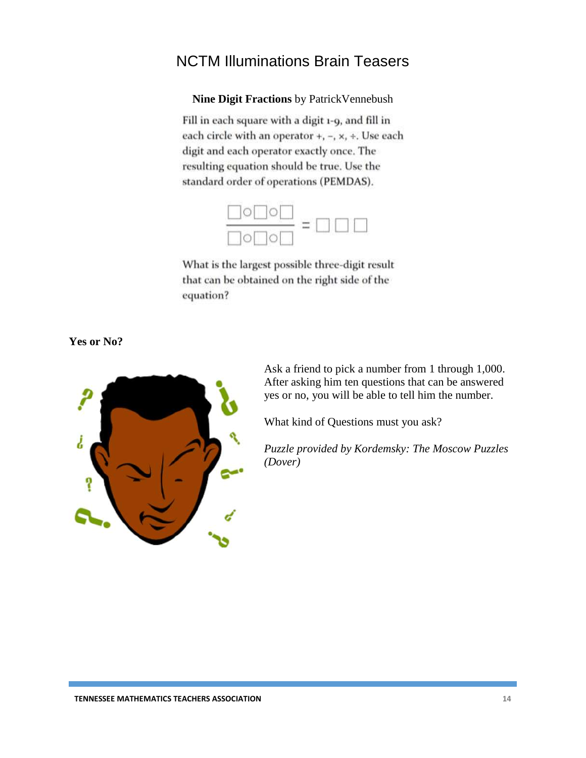# NCTM Illuminations Brain Teasers

**Nine Digit Fractions** by PatrickVennebush

Fill in each square with a digit 1-9, and fill in each circle with an operator +, −, ×, ÷. Use each digit and each operator exactly once. The resulting equation should be true. Use the standard order of operations (PEMDAS).

$$\frac{\square \circ \square \circ \square}{\square \circ \square \circ \square} = \square\,\square\,\square$$

What is the largest possible three-digit result that can be obtained on the right side of the equation?

**Yes or No?**

Ask a friend to pick a number from 1 through 1,000. After asking him ten questions that can be answered yes or no, you will be able to tell him the number.

What kind of Questions must you ask?

*Puzzle provided by Kordemsky: The Moscow Puzzles (Dover)*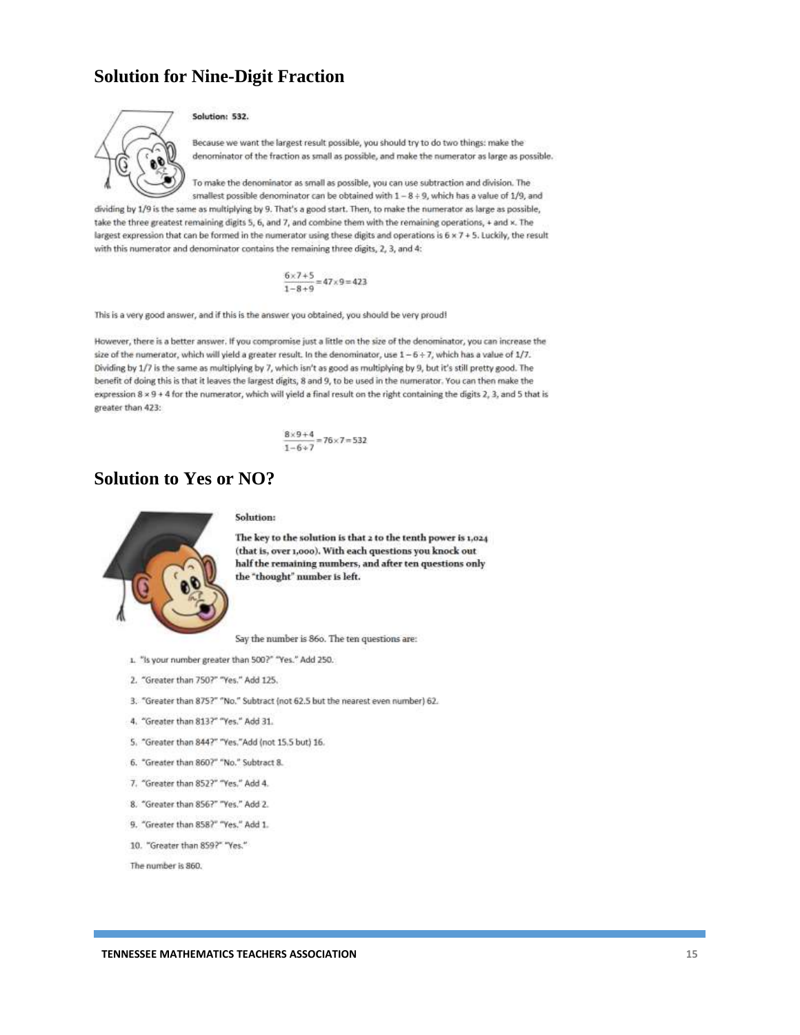## Solution for Nine-Digit Fraction

**Solution: 532.**

Because we want the largest result possible, you should try to do two things: make the denominator of the fraction as small as possible, and make the numerator as large as possible.

To make the denominator as small as possible, you can use subtraction and division. The smallest possible denominator can be obtained with $1 - 8 \div 9$, which has a value of 1/9, and dividing by 1/9 is the same as multiplying by 9. That's a good start. Then, to make the numerator as large as possible, take the three greatest remaining digits 5, 6, and 7, and combine them with the remaining operations, + and ×. The largest expression that can be formed in the numerator using these digits and operations is $6 \times 7 + 5$. Luckily, the result with this numerator and denominator contains the remaining three digits, 2, 3, and 4:

$$\frac{6\times7+5}{1-8\div9} = 47\times9 = 423$$

This is a very good answer, and if this is the answer you obtained, you should be very proud!

However, there is a better answer. If you compromise just a little on the size of the denominator, you can increase the size of the numerator, which will yield a greater result. In the denominator, use $1 - 6 \div 7$, which has a value of 1/7. Dividing by 1/7 is the same as multiplying by 7, which isn't as good as multiplying by 9, but it's still pretty good. The benefit of doing this is that it leaves the largest digits, 8 and 9, to be used in the numerator. You can then make the expression $8 \times 9 + 4$ for the numerator, which will yield a final result on the right containing the digits 2, 3, and 5 that is greater than 423:

$$\frac{8\times9+4}{1-6\div7} = 76\times7 = 532$$

## Solution to Yes or NO?

**Solution:**

**The key to the solution is that 2 to the tenth power is 1,024 (that is, over 1,000). With each questions you knock out half the remaining numbers, and after ten questions only the "thought" number is left.**

Say the number is 860. The ten questions are:

1. "Is your number greater than 500?" "Yes." Add 250.
2. "Greater than 750?" "Yes." Add 125.
3. "Greater than 875?" "No." Subtract (not 62.5 but the nearest even number) 62.
4. "Greater than 813?" "Yes." Add 31.
5. "Greater than 844?" "Yes." Add (not 15.5 but) 16.
6. "Greater than 860?" "No." Subtract 8.
7. "Greater than 852?" "Yes." Add 4.
8. "Greater than 856?" "Yes." Add 2.
9. "Greater than 858?" "Yes." Add 1.
10. "Greater than 859?" "Yes."

The number is 860.